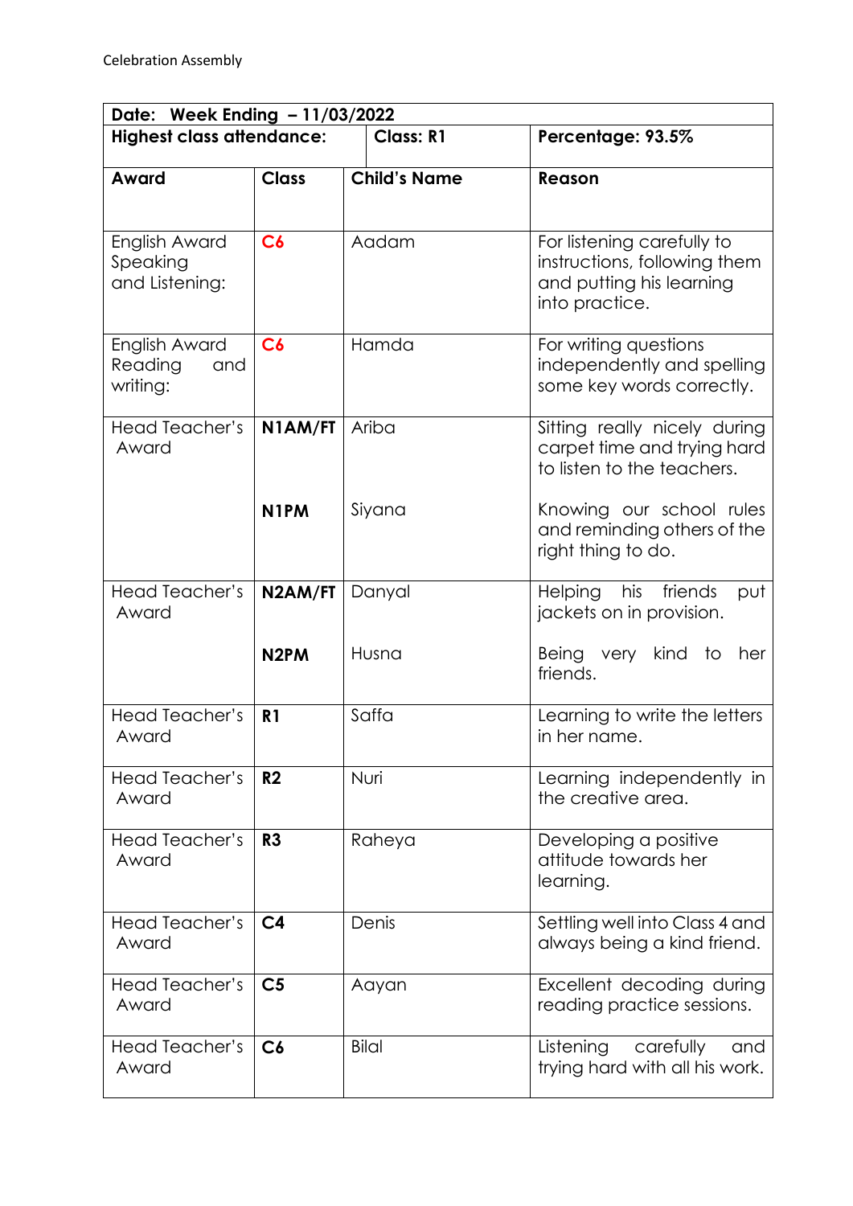Celebration Assembly

| Date: Week Ending – 11/03/2022 | | | |
|---|---|---|---|
| **Highest class attendance:** | | **Class: R1** | **Percentage: 93.5%** |
| **Award** | **Class** | **Child's Name** | **Reason** |
| English Award Speaking and Listening: | C6 | Aadam | For listening carefully to instructions, following them and putting his learning into practice. |
| English Award Reading and writing: | C6 | Hamda | For writing questions independently and spelling some key words correctly. |
| Head Teacher's Award | N1AM/FT | Ariba | Sitting really nicely during carpet time and trying hard to listen to the teachers. |
| | N1PM | Siyana | Knowing our school rules and reminding others of the right thing to do. |
| Head Teacher's Award | N2AM/FT | Danyal | Helping his friends put jackets on in provision. |
| | N2PM | Husna | Being very kind to her friends. |
| Head Teacher's Award | R1 | Saffa | Learning to write the letters in her name. |
| Head Teacher's Award | R2 | Nuri | Learning independently in the creative area. |
| Head Teacher's Award | R3 | Raheya | Developing a positive attitude towards her learning. |
| Head Teacher's Award | C4 | Denis | Settling well into Class 4 and always being a kind friend. |
| Head Teacher's Award | C5 | Aayan | Excellent decoding during reading practice sessions. |
| Head Teacher's Award | C6 | Bilal | Listening carefully and trying hard with all his work. |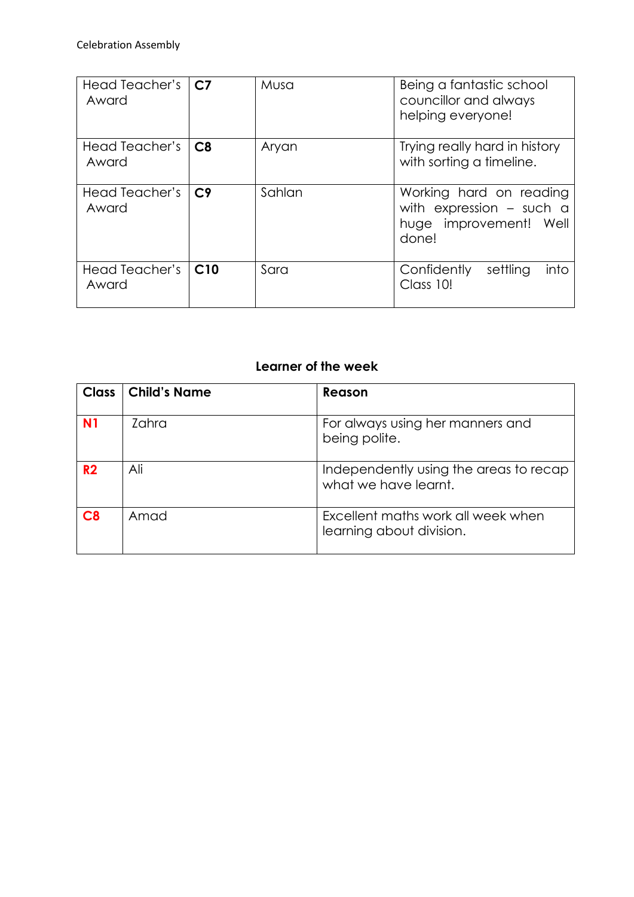| | | | |
|---|---|---|---|
| Head Teacher's Award | **C7** | Musa | Being a fantastic school councillor and always helping everyone! |
| Head Teacher's Award | **C8** | Aryan | Trying really hard in history with sorting a timeline. |
| Head Teacher's Award | **C9** | Sahlan | Working hard on reading with expression – such a huge improvement! Well done! |
| Head Teacher's Award | **C10** | Sara | Confidently settling into Class 10! |

## Learner of the week

| Class | Child's Name | Reason |
|---|---|---|
| **N1** | Zahra | For always using her manners and being polite. |
| **R2** | Ali | Independently using the areas to recap what we have learnt. |
| **C8** | Amad | Excellent maths work all week when learning about division. |